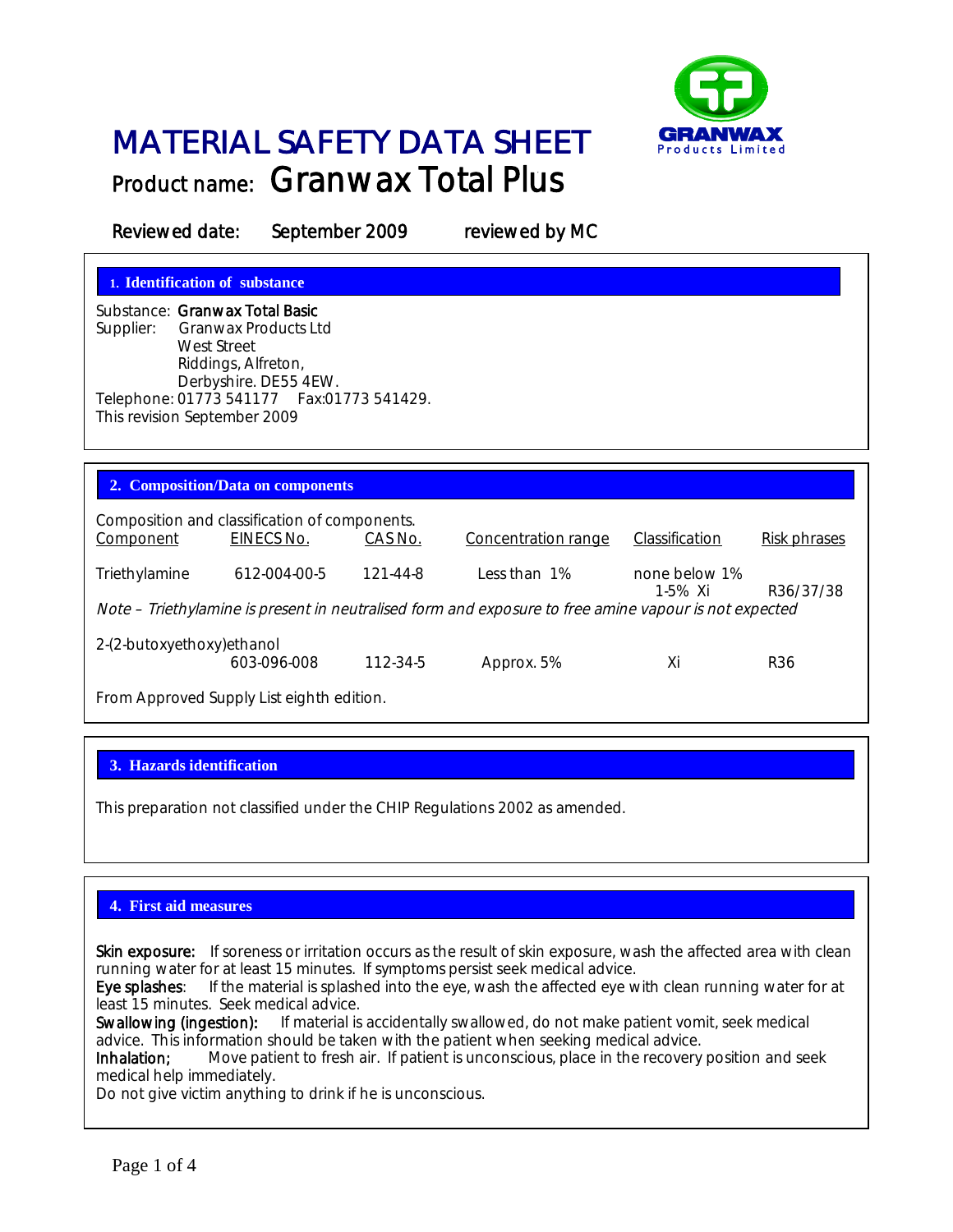# MATERIAL SAFETY DATA SHEET

## Product name: Granwax Total Plus

Reviewed date: September 2009 reviewed by MC

### 1. Identification of substance

Substance: **Granwax Total Basic**
Supplier: Granwax Products Ltd
West Street
Riddings, Alfreton,
Derbyshire. DE55 4EW.
Telephone: 01773 541177 Fax:01773 541429.
This revision September 2009

### 2. Composition/Data on components

Composition and classification of components.

| Component | EINECS No. | CAS No. | Concentration range | Classification | Risk phrases |
|---|---|---|---|---|---|
| Triethylamine | 612-004-00-5 | 121-44-8 | Less than 1% | none below 1%<br>1-5% Xi | R36/37/38 |

*Note – Triethylamine is present in neutralised form and exposure to free amine vapour is not expected*

| Component | EINECS No. | CAS No. | Concentration range | Classification | Risk phrases |
|---|---|---|---|---|---|
| 2-(2-butoxyethoxy)ethanol | 603-096-008 | 112-34-5 | Approx. 5% | Xi | R36 |

From Approved Supply List eighth edition.

### 3. Hazards identification

This preparation not classified under the CHIP Regulations 2002 as amended.

### 4. First aid measures

**Skin exposure:** If soreness or irritation occurs as the result of skin exposure, wash the affected area with clean running water for at least 15 minutes. If symptoms persist seek medical advice.
**Eye splashes**: If the material is splashed into the eye, wash the affected eye with clean running water for at least 15 minutes. Seek medical advice.
**Swallowing (ingestion):** If material is accidentally swallowed, do not make patient vomit, seek medical advice. This information should be taken with the patient when seeking medical advice.
**Inhalation;** Move patient to fresh air. If patient is unconscious, place in the recovery position and seek medical help immediately.
Do not give victim anything to drink if he is unconscious.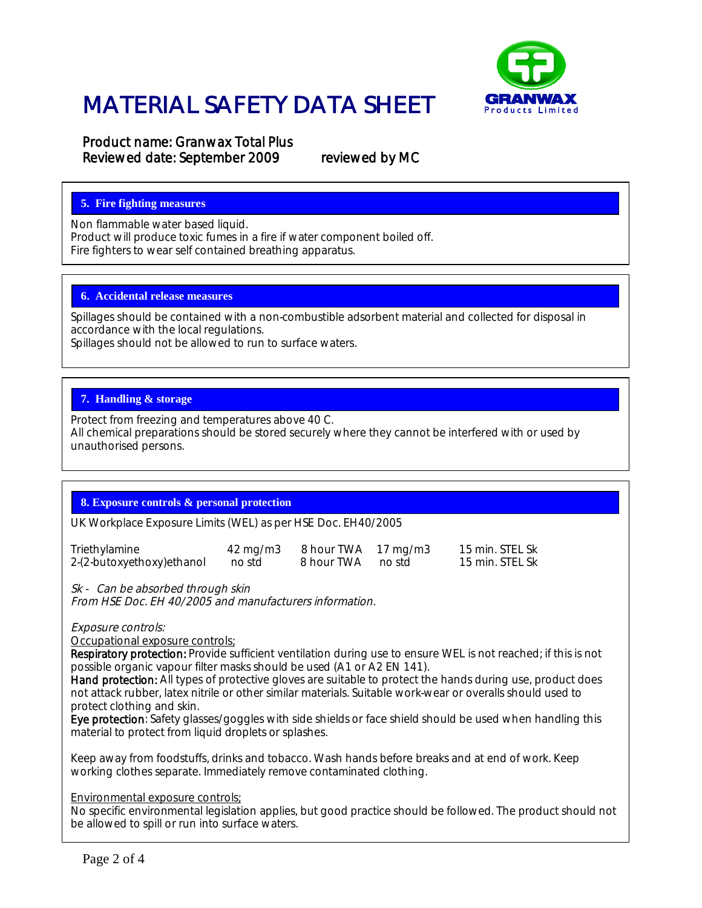# MATERIAL SAFETY DATA SHEET

Product name: Granwax Total Plus
Reviewed date: September 2009 reviewed by MC

## 5. Fire fighting measures

Non flammable water based liquid.
Product will produce toxic fumes in a fire if water component boiled off.
Fire fighters to wear self contained breathing apparatus.

## 6. Accidental release measures

Spillages should be contained with a non-combustible adsorbent material and collected for disposal in accordance with the local regulations.
Spillages should not be allowed to run to surface waters.

## 7. Handling & storage

Protect from freezing and temperatures above 40 C.
All chemical preparations should be stored securely where they cannot be interfered with or used by unauthorised persons.

## 8. Exposure controls & personal protection

UK Workplace Exposure Limits (WEL) as per HSE Doc. EH40/2005

| | | | | |
|---|---|---|---|---|
| Triethylamine | 42 mg/m3 | 8 hour TWA | 17 mg/m3 | 15 min. STEL Sk |
| 2-(2-butoxyethoxy)ethanol | no std | 8 hour TWA | no std | 15 min. STEL Sk |

*Sk - Can be absorbed through skin*
*From HSE Doc. EH 40/2005 and manufacturers information.*

*Exposure controls:*

Occupational exposure controls;

**Respiratory protection:** Provide sufficient ventilation during use to ensure WEL is not reached; if this is not possible organic vapour filter masks should be used (A1 or A2 EN 141).
**Hand protection:** All types of protective gloves are suitable to protect the hands during use, product does not attack rubber, latex nitrile or other similar materials. Suitable work-wear or overalls should used to protect clothing and skin.
**Eye protection**: Safety glasses/goggles with side shields or face shield should be used when handling this material to protect from liquid droplets or splashes.

Keep away from foodstuffs, drinks and tobacco. Wash hands before breaks and at end of work. Keep working clothes separate. Immediately remove contaminated clothing.

Environmental exposure controls;

No specific environmental legislation applies, but good practice should be followed. The product should not be allowed to spill or run into surface waters.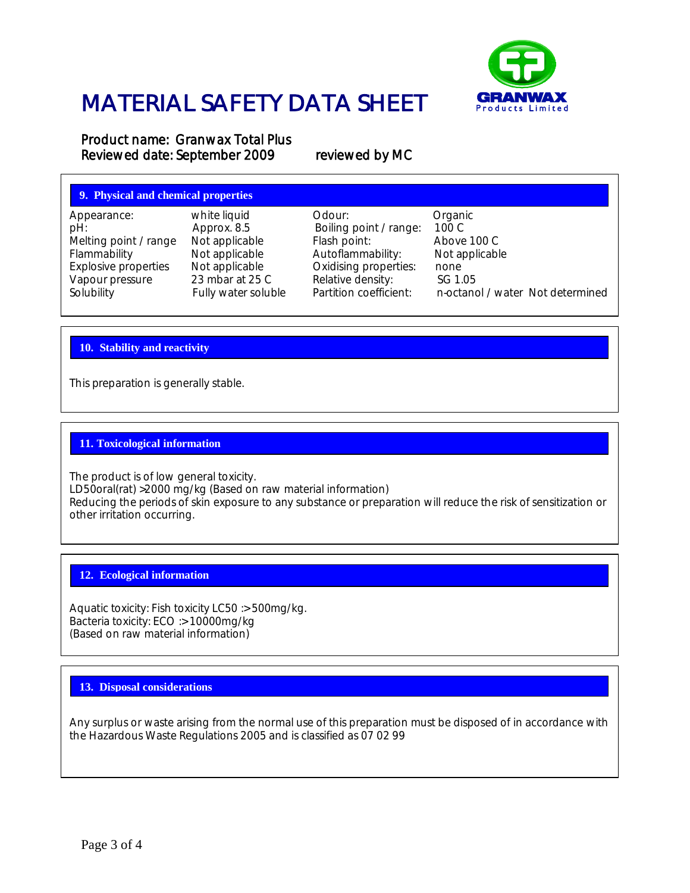# MATERIAL SAFETY DATA SHEET

**Product name: Granwax Total Plus**
**Reviewed date: September 2009** reviewed by MC

## 9. Physical and chemical properties

| | | | |
|---|---|---|---|
| Appearance: | white liquid | Odour: | Organic |
| pH: | Approx. 8.5 | Boiling point / range: | 100 C |
| Melting point / range | Not applicable | Flash point: | Above 100 C |
| Flammability | Not applicable | Autoflammability: | Not applicable |
| Explosive properties | Not applicable | Oxidising properties: | none |
| Vapour pressure | 23 mbar at 25 C | Relative density: | SG 1.05 |
| Solubility | Fully water soluble | Partition coefficient: | n-octanol / water Not determined |

## 10. Stability and reactivity

This preparation is generally stable.

## 11. Toxicological information

The product is of low general toxicity.
LD50oral(rat) >2000 mg/kg (Based on raw material information)
Reducing the periods of skin exposure to any substance or preparation will reduce the risk of sensitization or other irritation occurring.

## 12. Ecological information

Aquatic toxicity: Fish toxicity LC50 :>500mg/kg.
Bacteria toxicity: ECO :>10000mg/kg
(Based on raw material information)

## 13. Disposal considerations

Any surplus or waste arising from the normal use of this preparation must be disposed of in accordance with the Hazardous Waste Regulations 2005 and is classified as 07 02 99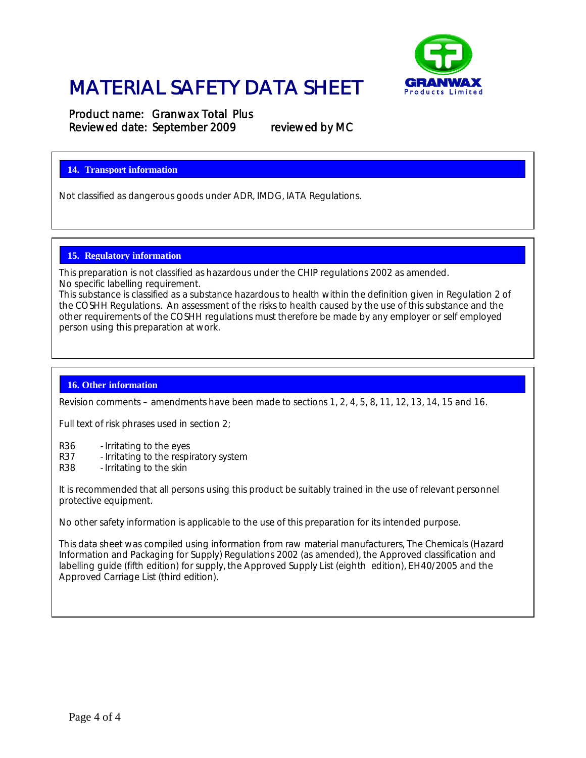# MATERIAL SAFETY DATA SHEET

Product name: Granwax Total Plus
Reviewed date: September 2009 reviewed by MC

## 14. Transport information

Not classified as dangerous goods under ADR, IMDG, IATA Regulations.

## 15. Regulatory information

This preparation is not classified as hazardous under the CHIP regulations 2002 as amended.
No specific labelling requirement.
This substance is classified as a substance hazardous to health within the definition given in Regulation 2 of the COSHH Regulations. An assessment of the risks to health caused by the use of this substance and the other requirements of the COSHH regulations must therefore be made by any employer or self employed person using this preparation at work.

## 16. Other information

Revision comments – amendments have been made to sections 1, 2, 4, 5, 8, 11, 12, 13, 14, 15 and 16.

Full text of risk phrases used in section 2;

R36 - Irritating to the eyes
R37 - Irritating to the respiratory system
R38 - Irritating to the skin

It is recommended that all persons using this product be suitably trained in the use of relevant personnel protective equipment.

No other safety information is applicable to the use of this preparation for its intended purpose.

This data sheet was compiled using information from raw material manufacturers, The Chemicals (Hazard Information and Packaging for Supply) Regulations 2002 (as amended), the Approved classification and labelling guide (fifth edition) for supply, the Approved Supply List (eighth edition), EH40/2005 and the Approved Carriage List (third edition).